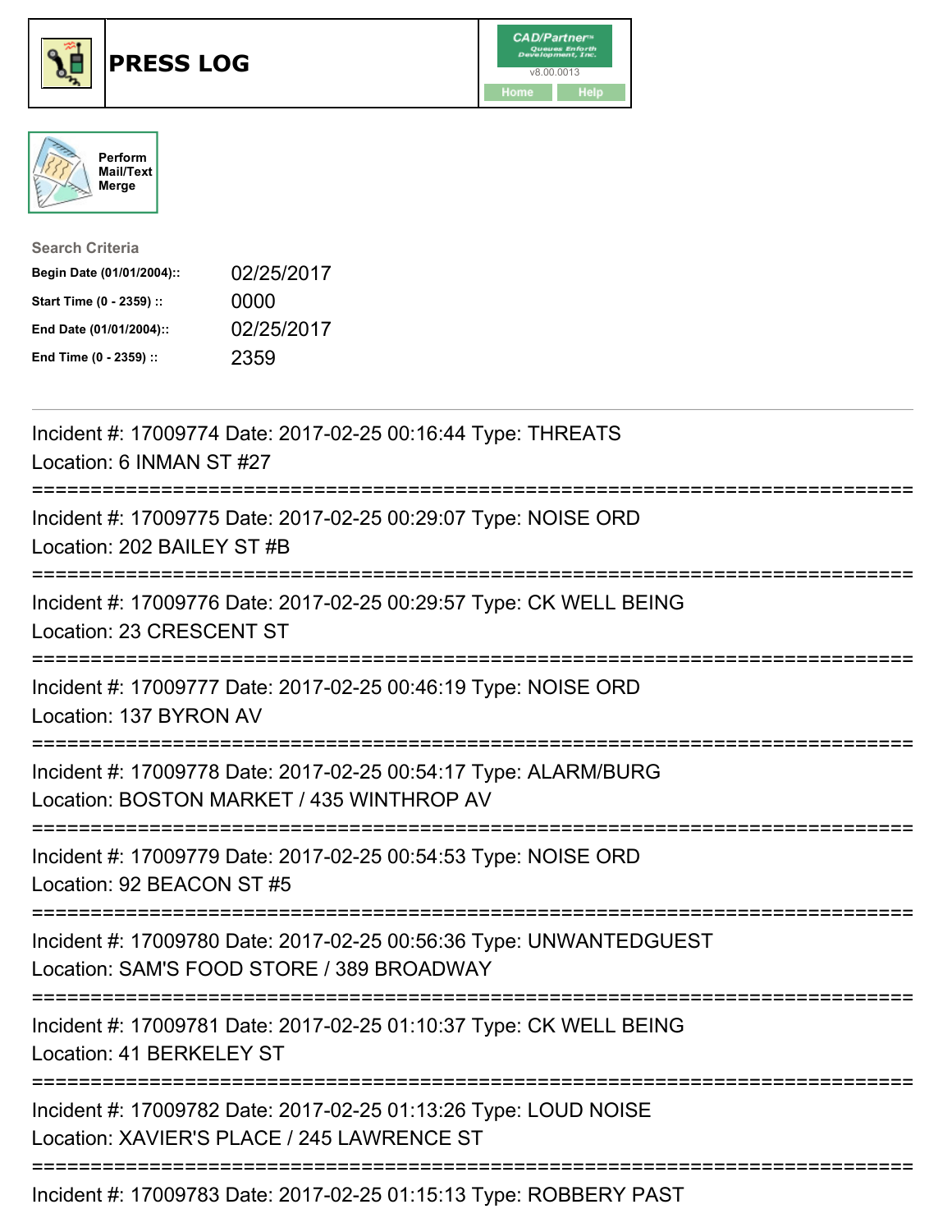# PRESS LOG

CAD/Partner v8.00.0013

Home Help

Perform Mail/Text Merge

**Search Criteria**

| | |
|---|---|
| **Begin Date (01/01/2004)::** | 02/25/2017 |
| **Start Time (0 - 2359) ::** | 0000 |
| **End Date (01/01/2004)::** | 02/25/2017 |
| **End Time (0 - 2359) ::** | 2359 |

---

Incident #: 17009774 Date: 2017-02-25 00:16:44 Type: THREATS
Location: 6 INMAN ST #27

===========================================================================

Incident #: 17009775 Date: 2017-02-25 00:29:07 Type: NOISE ORD
Location: 202 BAILEY ST #B

===========================================================================

Incident #: 17009776 Date: 2017-02-25 00:29:57 Type: CK WELL BEING
Location: 23 CRESCENT ST

===========================================================================

Incident #: 17009777 Date: 2017-02-25 00:46:19 Type: NOISE ORD
Location: 137 BYRON AV

===========================================================================

Incident #: 17009778 Date: 2017-02-25 00:54:17 Type: ALARM/BURG
Location: BOSTON MARKET / 435 WINTHROP AV

===========================================================================

Incident #: 17009779 Date: 2017-02-25 00:54:53 Type: NOISE ORD
Location: 92 BEACON ST #5

===========================================================================

Incident #: 17009780 Date: 2017-02-25 00:56:36 Type: UNWANTEDGUEST
Location: SAM'S FOOD STORE / 389 BROADWAY

===========================================================================

Incident #: 17009781 Date: 2017-02-25 01:10:37 Type: CK WELL BEING
Location: 41 BERKELEY ST

===========================================================================

Incident #: 17009782 Date: 2017-02-25 01:13:26 Type: LOUD NOISE
Location: XAVIER'S PLACE / 245 LAWRENCE ST

===========================================================================

Incident #: 17009783 Date: 2017-02-25 01:15:13 Type: ROBBERY PAST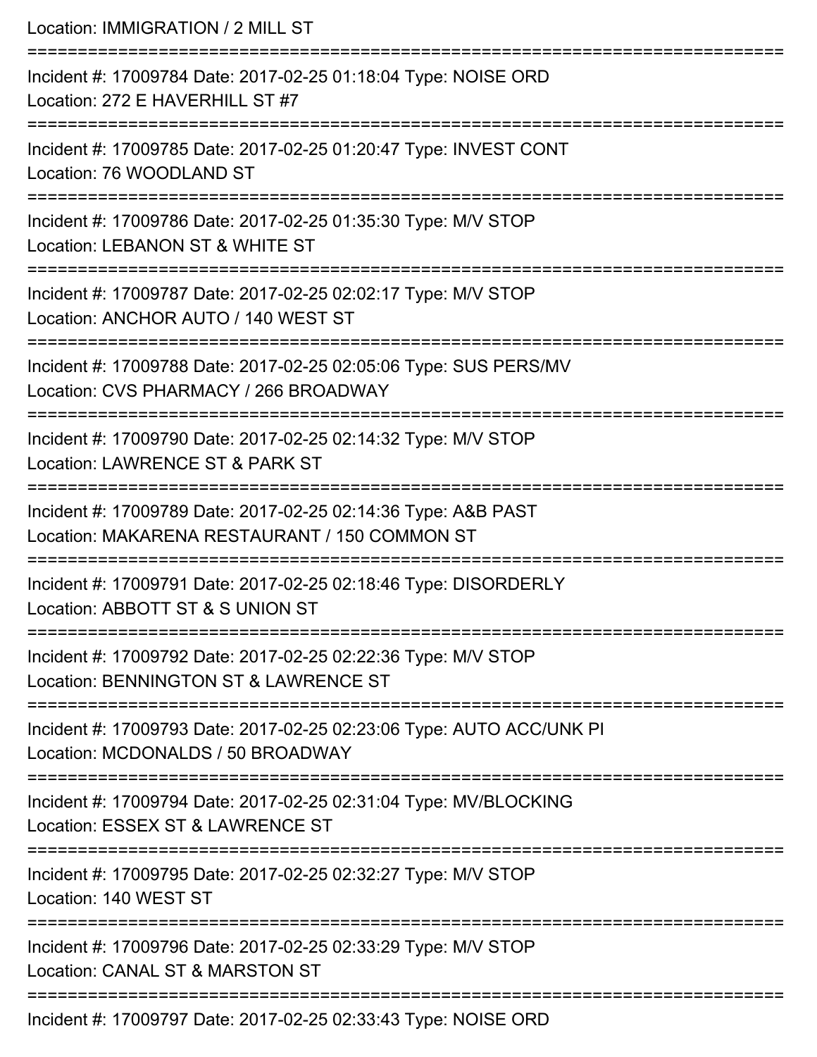Location: IMMIGRATION / 2 MILL ST

===========================================================================

Incident #: 17009784 Date: 2017-02-25 01:18:04 Type: NOISE ORD
Location: 272 E HAVERHILL ST #7

===========================================================================

Incident #: 17009785 Date: 2017-02-25 01:20:47 Type: INVEST CONT
Location: 76 WOODLAND ST

===========================================================================

Incident #: 17009786 Date: 2017-02-25 01:35:30 Type: M/V STOP
Location: LEBANON ST & WHITE ST

===========================================================================

Incident #: 17009787 Date: 2017-02-25 02:02:17 Type: M/V STOP
Location: ANCHOR AUTO / 140 WEST ST

===========================================================================

Incident #: 17009788 Date: 2017-02-25 02:05:06 Type: SUS PERS/MV
Location: CVS PHARMACY / 266 BROADWAY

===========================================================================

Incident #: 17009790 Date: 2017-02-25 02:14:32 Type: M/V STOP
Location: LAWRENCE ST & PARK ST

===========================================================================

Incident #: 17009789 Date: 2017-02-25 02:14:36 Type: A&B PAST
Location: MAKARENA RESTAURANT / 150 COMMON ST

===========================================================================

Incident #: 17009791 Date: 2017-02-25 02:18:46 Type: DISORDERLY
Location: ABBOTT ST & S UNION ST

===========================================================================

Incident #: 17009792 Date: 2017-02-25 02:22:36 Type: M/V STOP
Location: BENNINGTON ST & LAWRENCE ST

===========================================================================

Incident #: 17009793 Date: 2017-02-25 02:23:06 Type: AUTO ACC/UNK PI
Location: MCDONALDS / 50 BROADWAY

===========================================================================

Incident #: 17009794 Date: 2017-02-25 02:31:04 Type: MV/BLOCKING
Location: ESSEX ST & LAWRENCE ST

===========================================================================

Incident #: 17009795 Date: 2017-02-25 02:32:27 Type: M/V STOP
Location: 140 WEST ST

===========================================================================

Incident #: 17009796 Date: 2017-02-25 02:33:29 Type: M/V STOP
Location: CANAL ST & MARSTON ST

===========================================================================

Incident #: 17009797 Date: 2017-02-25 02:33:43 Type: NOISE ORD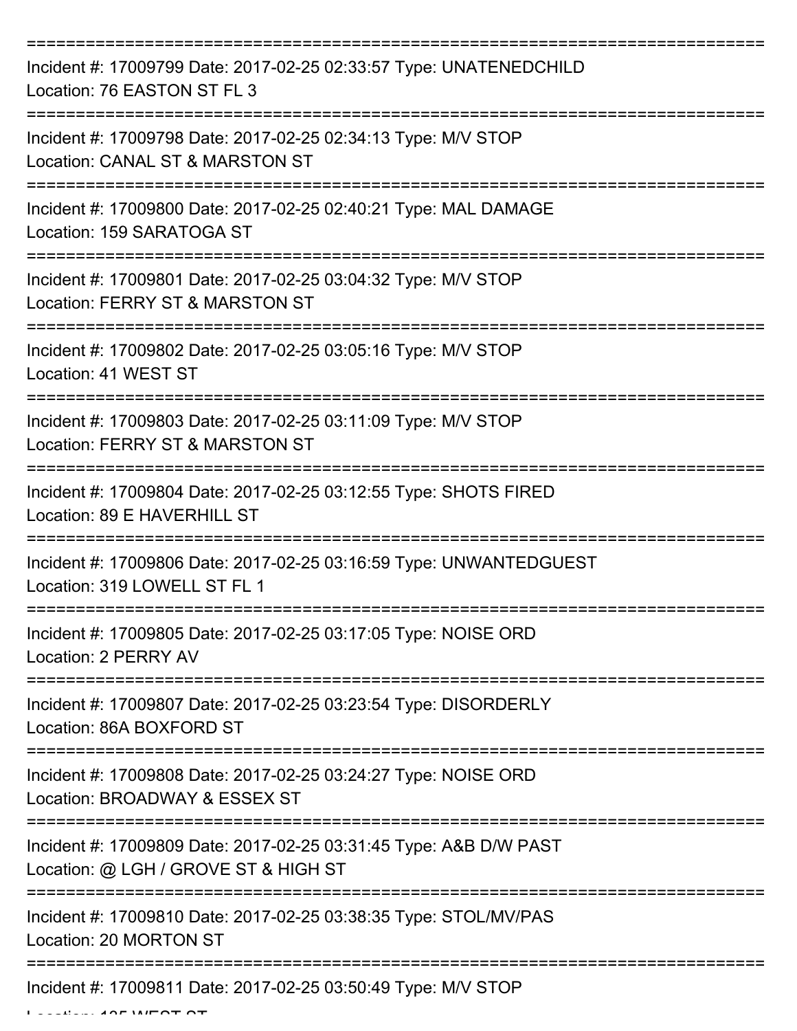===========================================================================

Incident #: 17009799 Date: 2017-02-25 02:33:57 Type: UNATENEDCHILD
Location: 76 EASTON ST FL 3

===========================================================================

Incident #: 17009798 Date: 2017-02-25 02:34:13 Type: M/V STOP
Location: CANAL ST & MARSTON ST

===========================================================================

Incident #: 17009800 Date: 2017-02-25 02:40:21 Type: MAL DAMAGE
Location: 159 SARATOGA ST

===========================================================================

Incident #: 17009801 Date: 2017-02-25 03:04:32 Type: M/V STOP
Location: FERRY ST & MARSTON ST

===========================================================================

Incident #: 17009802 Date: 2017-02-25 03:05:16 Type: M/V STOP
Location: 41 WEST ST

===========================================================================

Incident #: 17009803 Date: 2017-02-25 03:11:09 Type: M/V STOP
Location: FERRY ST & MARSTON ST

===========================================================================

Incident #: 17009804 Date: 2017-02-25 03:12:55 Type: SHOTS FIRED
Location: 89 E HAVERHILL ST

===========================================================================

Incident #: 17009806 Date: 2017-02-25 03:16:59 Type: UNWANTEDGUEST
Location: 319 LOWELL ST FL 1

===========================================================================

Incident #: 17009805 Date: 2017-02-25 03:17:05 Type: NOISE ORD
Location: 2 PERRY AV

===========================================================================

Incident #: 17009807 Date: 2017-02-25 03:23:54 Type: DISORDERLY
Location: 86A BOXFORD ST

===========================================================================

Incident #: 17009808 Date: 2017-02-25 03:24:27 Type: NOISE ORD
Location: BROADWAY & ESSEX ST

===========================================================================

Incident #: 17009809 Date: 2017-02-25 03:31:45 Type: A&B D/W PAST
Location: @ LGH / GROVE ST & HIGH ST

===========================================================================

Incident #: 17009810 Date: 2017-02-25 03:38:35 Type: STOL/MV/PAS
Location: 20 MORTON ST

===========================================================================

Incident #: 17009811 Date: 2017-02-25 03:50:49 Type: M/V STOP
Location: 135 WEST ST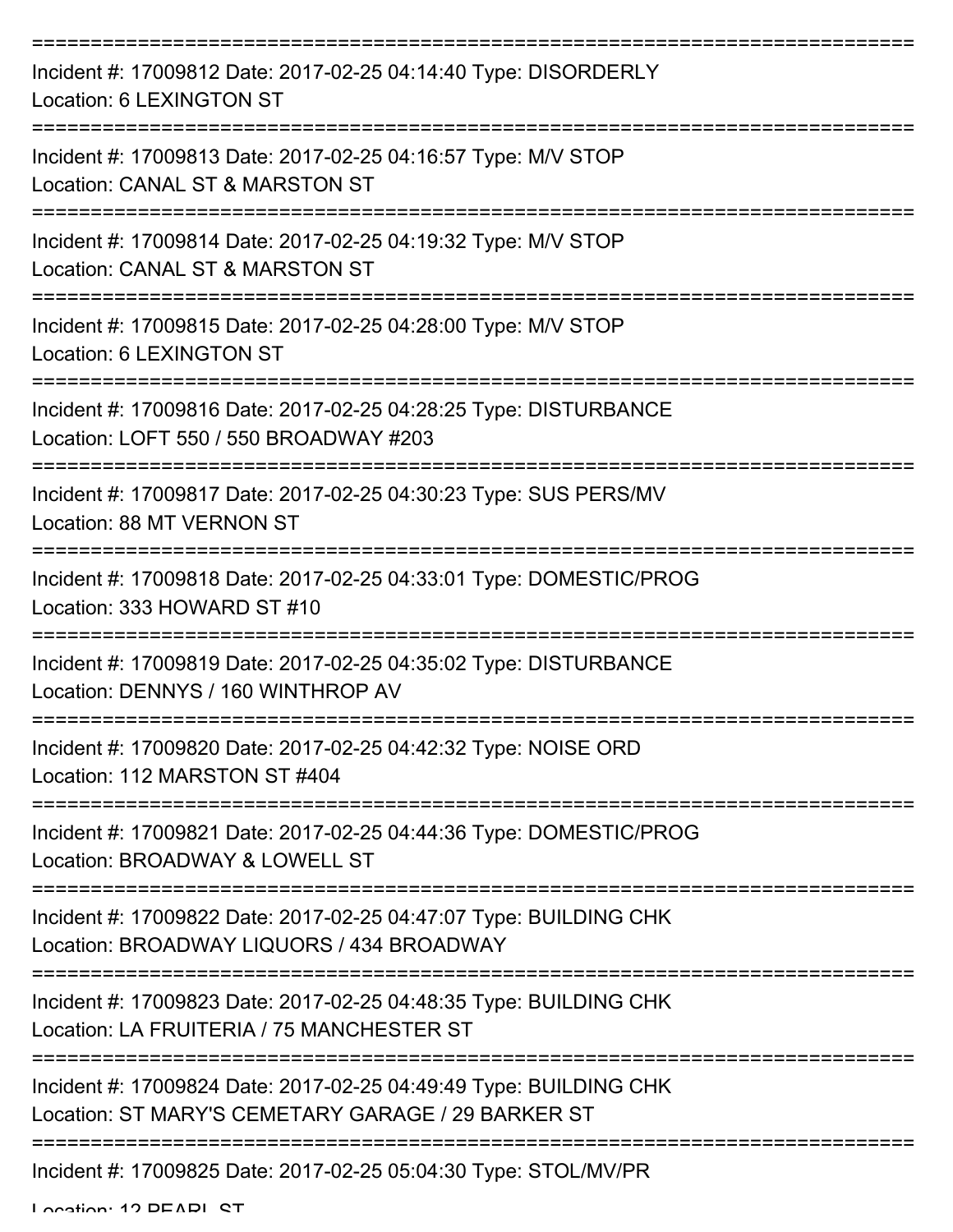===========================================================================

Incident #: 17009812 Date: 2017-02-25 04:14:40 Type: DISORDERLY

Location: 6 LEXINGTON ST

===========================================================================

Incident #: 17009813 Date: 2017-02-25 04:16:57 Type: M/V STOP

Location: CANAL ST & MARSTON ST

===========================================================================

Incident #: 17009814 Date: 2017-02-25 04:19:32 Type: M/V STOP

Location: CANAL ST & MARSTON ST

===========================================================================

Incident #: 17009815 Date: 2017-02-25 04:28:00 Type: M/V STOP

Location: 6 LEXINGTON ST

===========================================================================

Incident #: 17009816 Date: 2017-02-25 04:28:25 Type: DISTURBANCE

Location: LOFT 550 / 550 BROADWAY #203

===========================================================================

Incident #: 17009817 Date: 2017-02-25 04:30:23 Type: SUS PERS/MV

Location: 88 MT VERNON ST

===========================================================================

Incident #: 17009818 Date: 2017-02-25 04:33:01 Type: DOMESTIC/PROG

Location: 333 HOWARD ST #10

===========================================================================

Incident #: 17009819 Date: 2017-02-25 04:35:02 Type: DISTURBANCE

Location: DENNYS / 160 WINTHROP AV

===========================================================================

Incident #: 17009820 Date: 2017-02-25 04:42:32 Type: NOISE ORD

Location: 112 MARSTON ST #404

===========================================================================

Incident #: 17009821 Date: 2017-02-25 04:44:36 Type: DOMESTIC/PROG

Location: BROADWAY & LOWELL ST

===========================================================================

Incident #: 17009822 Date: 2017-02-25 04:47:07 Type: BUILDING CHK

Location: BROADWAY LIQUORS / 434 BROADWAY

===========================================================================

Incident #: 17009823 Date: 2017-02-25 04:48:35 Type: BUILDING CHK

Location: LA FRUITERIA / 75 MANCHESTER ST

===========================================================================

Incident #: 17009824 Date: 2017-02-25 04:49:49 Type: BUILDING CHK

Location: ST MARY'S CEMETARY GARAGE / 29 BARKER ST

===========================================================================

Incident #: 17009825 Date: 2017-02-25 05:04:30 Type: STOL/MV/PR

Location: 12 PEARL ST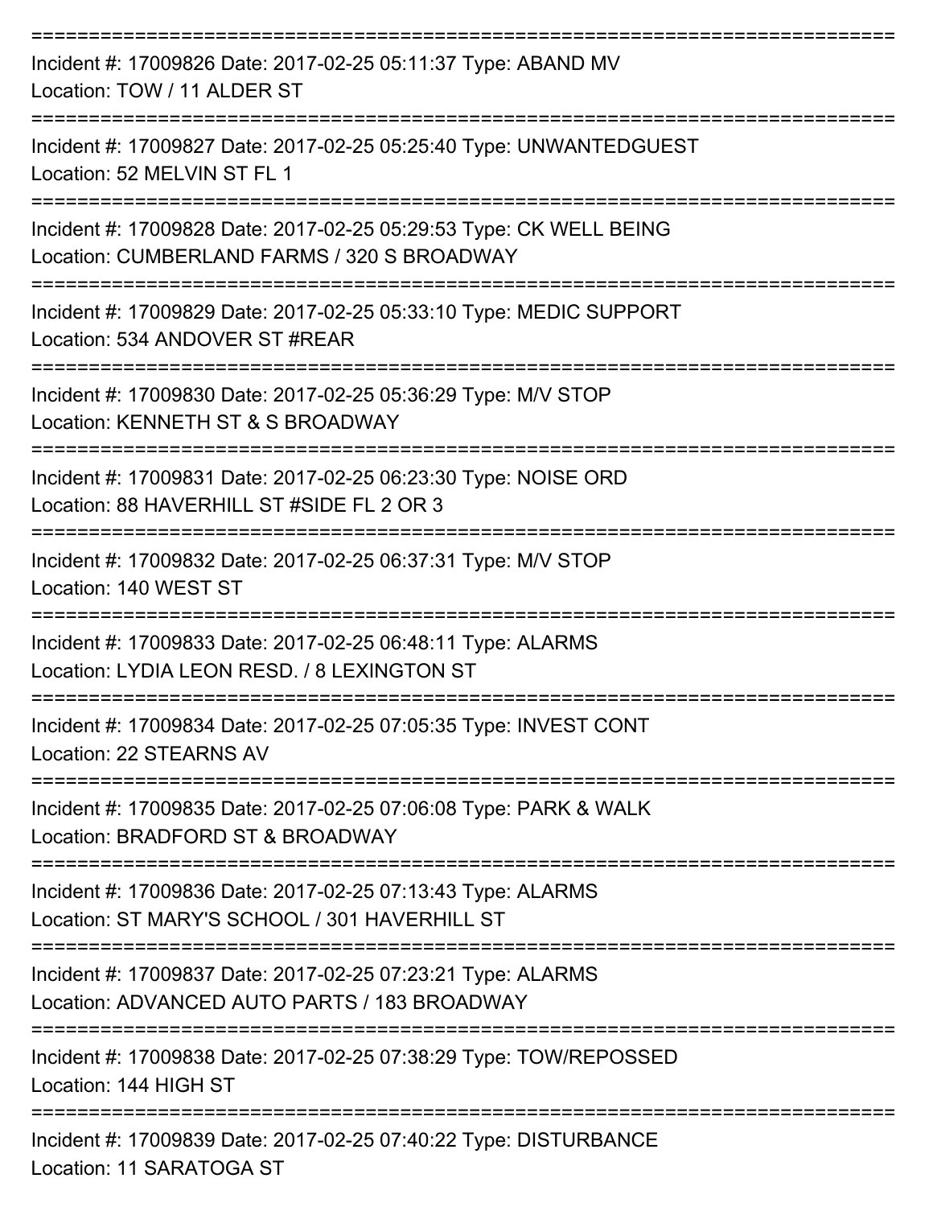===========================================================================

Incident #: 17009826 Date: 2017-02-25 05:11:37 Type: ABAND MV
Location: TOW / 11 ALDER ST

===========================================================================

Incident #: 17009827 Date: 2017-02-25 05:25:40 Type: UNWANTEDGUEST
Location: 52 MELVIN ST FL 1

===========================================================================

Incident #: 17009828 Date: 2017-02-25 05:29:53 Type: CK WELL BEING
Location: CUMBERLAND FARMS / 320 S BROADWAY

===========================================================================

Incident #: 17009829 Date: 2017-02-25 05:33:10 Type: MEDIC SUPPORT
Location: 534 ANDOVER ST #REAR

===========================================================================

Incident #: 17009830 Date: 2017-02-25 05:36:29 Type: M/V STOP
Location: KENNETH ST & S BROADWAY

===========================================================================

Incident #: 17009831 Date: 2017-02-25 06:23:30 Type: NOISE ORD
Location: 88 HAVERHILL ST #SIDE FL 2 OR 3

===========================================================================

Incident #: 17009832 Date: 2017-02-25 06:37:31 Type: M/V STOP
Location: 140 WEST ST

===========================================================================

Incident #: 17009833 Date: 2017-02-25 06:48:11 Type: ALARMS
Location: LYDIA LEON RESD. / 8 LEXINGTON ST

===========================================================================

Incident #: 17009834 Date: 2017-02-25 07:05:35 Type: INVEST CONT
Location: 22 STEARNS AV

===========================================================================

Incident #: 17009835 Date: 2017-02-25 07:06:08 Type: PARK & WALK
Location: BRADFORD ST & BROADWAY

===========================================================================

Incident #: 17009836 Date: 2017-02-25 07:13:43 Type: ALARMS
Location: ST MARY'S SCHOOL / 301 HAVERHILL ST

===========================================================================

Incident #: 17009837 Date: 2017-02-25 07:23:21 Type: ALARMS
Location: ADVANCED AUTO PARTS / 183 BROADWAY

===========================================================================

Incident #: 17009838 Date: 2017-02-25 07:38:29 Type: TOW/REPOSSED
Location: 144 HIGH ST

===========================================================================

Incident #: 17009839 Date: 2017-02-25 07:40:22 Type: DISTURBANCE
Location: 11 SARATOGA ST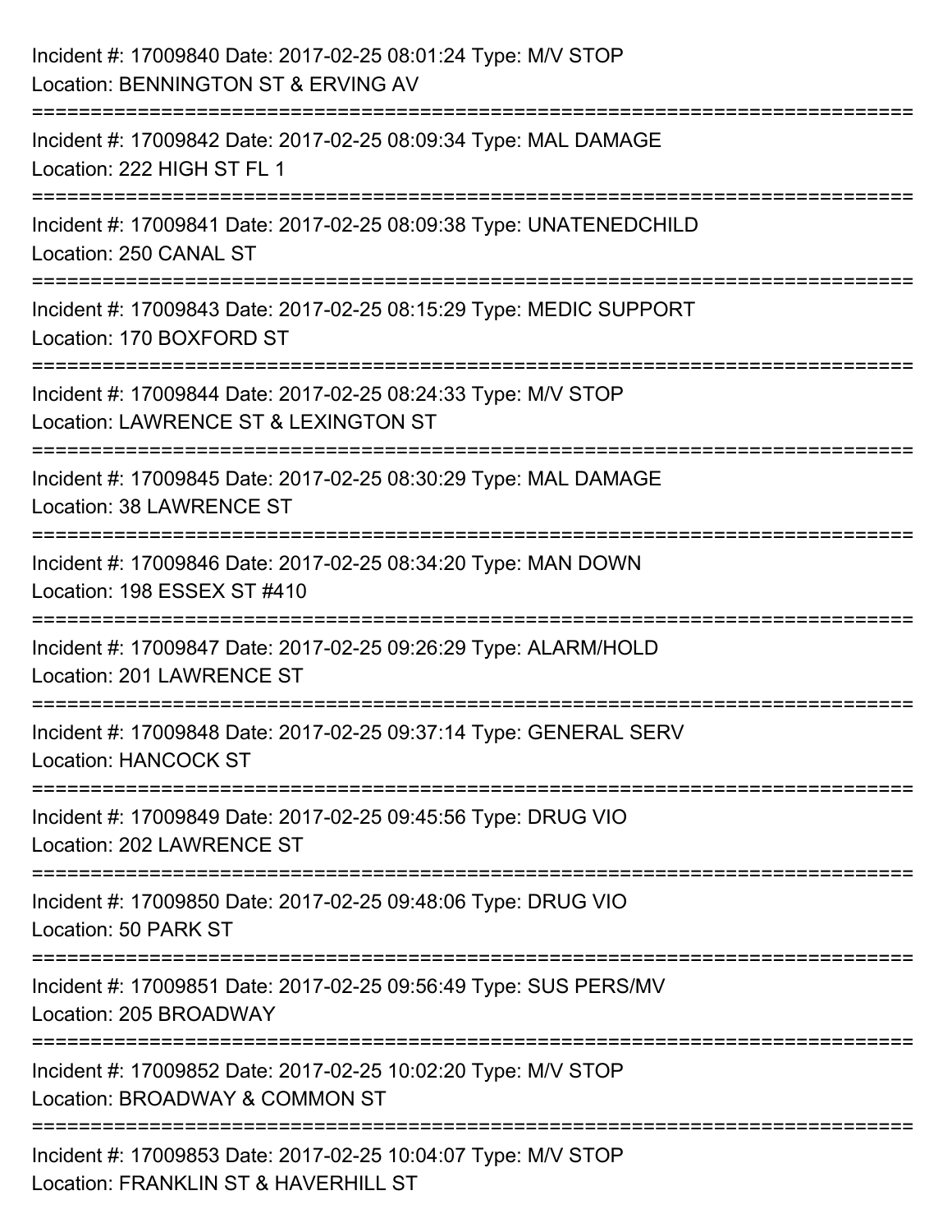Incident #: 17009840 Date: 2017-02-25 08:01:24 Type: M/V STOP
Location: BENNINGTON ST & ERVING AV

===========================================================================

Incident #: 17009842 Date: 2017-02-25 08:09:34 Type: MAL DAMAGE
Location: 222 HIGH ST FL 1

===========================================================================

Incident #: 17009841 Date: 2017-02-25 08:09:38 Type: UNATENEDCHILD
Location: 250 CANAL ST

===========================================================================

Incident #: 17009843 Date: 2017-02-25 08:15:29 Type: MEDIC SUPPORT
Location: 170 BOXFORD ST

===========================================================================

Incident #: 17009844 Date: 2017-02-25 08:24:33 Type: M/V STOP
Location: LAWRENCE ST & LEXINGTON ST

===========================================================================

Incident #: 17009845 Date: 2017-02-25 08:30:29 Type: MAL DAMAGE
Location: 38 LAWRENCE ST

===========================================================================

Incident #: 17009846 Date: 2017-02-25 08:34:20 Type: MAN DOWN
Location: 198 ESSEX ST #410

===========================================================================

Incident #: 17009847 Date: 2017-02-25 09:26:29 Type: ALARM/HOLD
Location: 201 LAWRENCE ST

===========================================================================

Incident #: 17009848 Date: 2017-02-25 09:37:14 Type: GENERAL SERV
Location: HANCOCK ST

===========================================================================

Incident #: 17009849 Date: 2017-02-25 09:45:56 Type: DRUG VIO
Location: 202 LAWRENCE ST

===========================================================================

Incident #: 17009850 Date: 2017-02-25 09:48:06 Type: DRUG VIO
Location: 50 PARK ST

===========================================================================

Incident #: 17009851 Date: 2017-02-25 09:56:49 Type: SUS PERS/MV
Location: 205 BROADWAY

===========================================================================

Incident #: 17009852 Date: 2017-02-25 10:02:20 Type: M/V STOP
Location: BROADWAY & COMMON ST

===========================================================================

Incident #: 17009853 Date: 2017-02-25 10:04:07 Type: M/V STOP
Location: FRANKLIN ST & HAVERHILL ST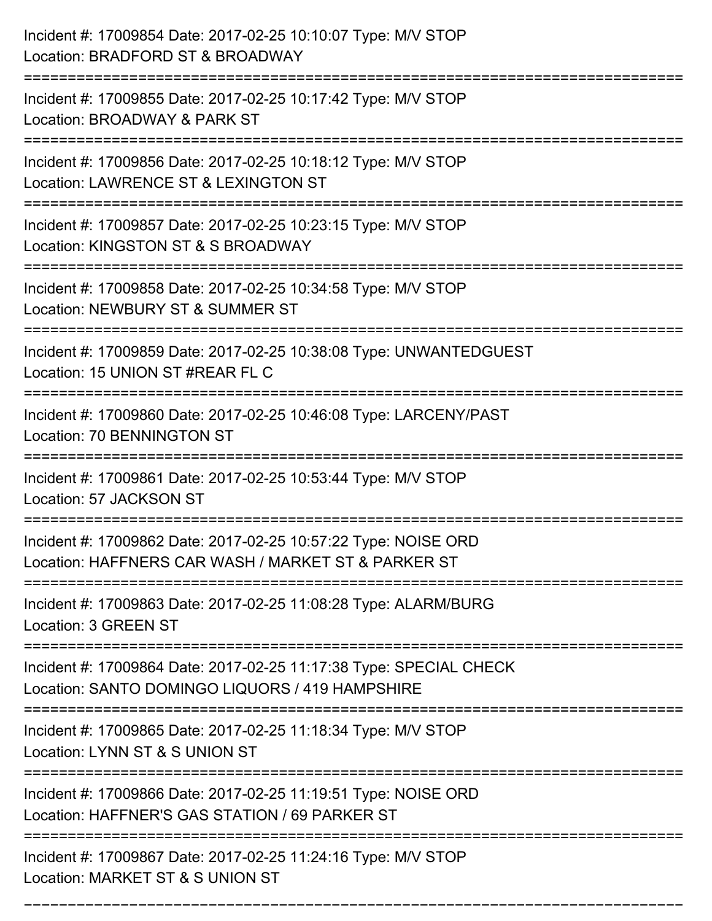Incident #: 17009854 Date: 2017-02-25 10:10:07 Type: M/V STOP
Location: BRADFORD ST & BROADWAY

===========================================================================

Incident #: 17009855 Date: 2017-02-25 10:17:42 Type: M/V STOP
Location: BROADWAY & PARK ST

===========================================================================

Incident #: 17009856 Date: 2017-02-25 10:18:12 Type: M/V STOP
Location: LAWRENCE ST & LEXINGTON ST

===========================================================================

Incident #: 17009857 Date: 2017-02-25 10:23:15 Type: M/V STOP
Location: KINGSTON ST & S BROADWAY

===========================================================================

Incident #: 17009858 Date: 2017-02-25 10:34:58 Type: M/V STOP
Location: NEWBURY ST & SUMMER ST

===========================================================================

Incident #: 17009859 Date: 2017-02-25 10:38:08 Type: UNWANTEDGUEST
Location: 15 UNION ST #REAR FL C

===========================================================================

Incident #: 17009860 Date: 2017-02-25 10:46:08 Type: LARCENY/PAST
Location: 70 BENNINGTON ST

===========================================================================

Incident #: 17009861 Date: 2017-02-25 10:53:44 Type: M/V STOP
Location: 57 JACKSON ST

===========================================================================

Incident #: 17009862 Date: 2017-02-25 10:57:22 Type: NOISE ORD
Location: HAFFNERS CAR WASH / MARKET ST & PARKER ST

===========================================================================

Incident #: 17009863 Date: 2017-02-25 11:08:28 Type: ALARM/BURG
Location: 3 GREEN ST

===========================================================================

Incident #: 17009864 Date: 2017-02-25 11:17:38 Type: SPECIAL CHECK
Location: SANTO DOMINGO LIQUORS / 419 HAMPSHIRE

===========================================================================

Incident #: 17009865 Date: 2017-02-25 11:18:34 Type: M/V STOP
Location: LYNN ST & S UNION ST

===========================================================================

Incident #: 17009866 Date: 2017-02-25 11:19:51 Type: NOISE ORD
Location: HAFFNER'S GAS STATION / 69 PARKER ST

===========================================================================

Incident #: 17009867 Date: 2017-02-25 11:24:16 Type: M/V STOP
Location: MARKET ST & S UNION ST

===========================================================================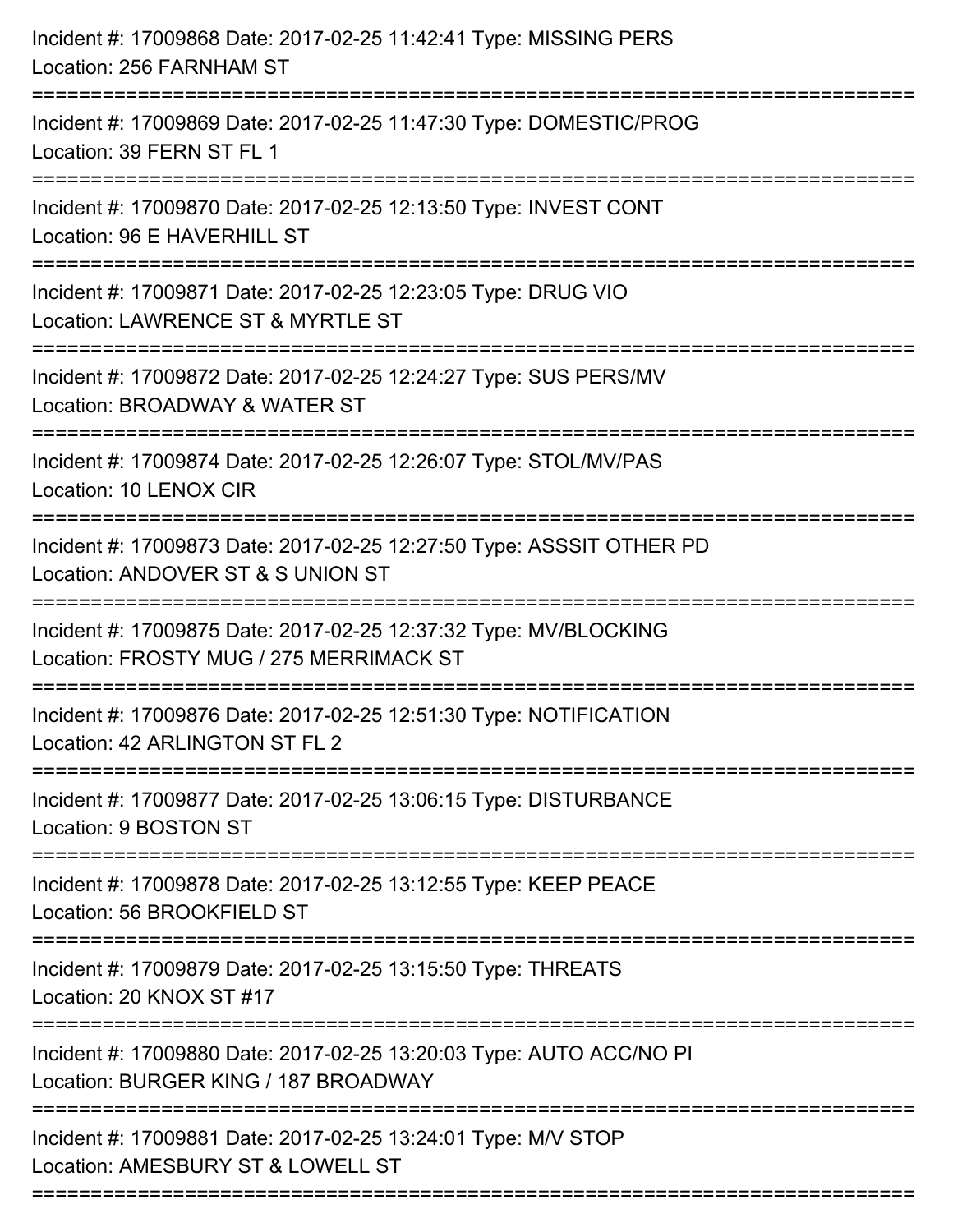Incident #: 17009868 Date: 2017-02-25 11:42:41 Type: MISSING PERS
Location: 256 FARNHAM ST

===========================================================================

Incident #: 17009869 Date: 2017-02-25 11:47:30 Type: DOMESTIC/PROG
Location: 39 FERN ST FL 1

===========================================================================

Incident #: 17009870 Date: 2017-02-25 12:13:50 Type: INVEST CONT
Location: 96 E HAVERHILL ST

===========================================================================

Incident #: 17009871 Date: 2017-02-25 12:23:05 Type: DRUG VIO
Location: LAWRENCE ST & MYRTLE ST

===========================================================================

Incident #: 17009872 Date: 2017-02-25 12:24:27 Type: SUS PERS/MV
Location: BROADWAY & WATER ST

===========================================================================

Incident #: 17009874 Date: 2017-02-25 12:26:07 Type: STOL/MV/PAS
Location: 10 LENOX CIR

===========================================================================

Incident #: 17009873 Date: 2017-02-25 12:27:50 Type: ASSSIT OTHER PD
Location: ANDOVER ST & S UNION ST

===========================================================================

Incident #: 17009875 Date: 2017-02-25 12:37:32 Type: MV/BLOCKING
Location: FROSTY MUG / 275 MERRIMACK ST

===========================================================================

Incident #: 17009876 Date: 2017-02-25 12:51:30 Type: NOTIFICATION
Location: 42 ARLINGTON ST FL 2

===========================================================================

Incident #: 17009877 Date: 2017-02-25 13:06:15 Type: DISTURBANCE
Location: 9 BOSTON ST

===========================================================================

Incident #: 17009878 Date: 2017-02-25 13:12:55 Type: KEEP PEACE
Location: 56 BROOKFIELD ST

===========================================================================

Incident #: 17009879 Date: 2017-02-25 13:15:50 Type: THREATS
Location: 20 KNOX ST #17

===========================================================================

Incident #: 17009880 Date: 2017-02-25 13:20:03 Type: AUTO ACC/NO PI
Location: BURGER KING / 187 BROADWAY

===========================================================================

Incident #: 17009881 Date: 2017-02-25 13:24:01 Type: M/V STOP
Location: AMESBURY ST & LOWELL ST

===========================================================================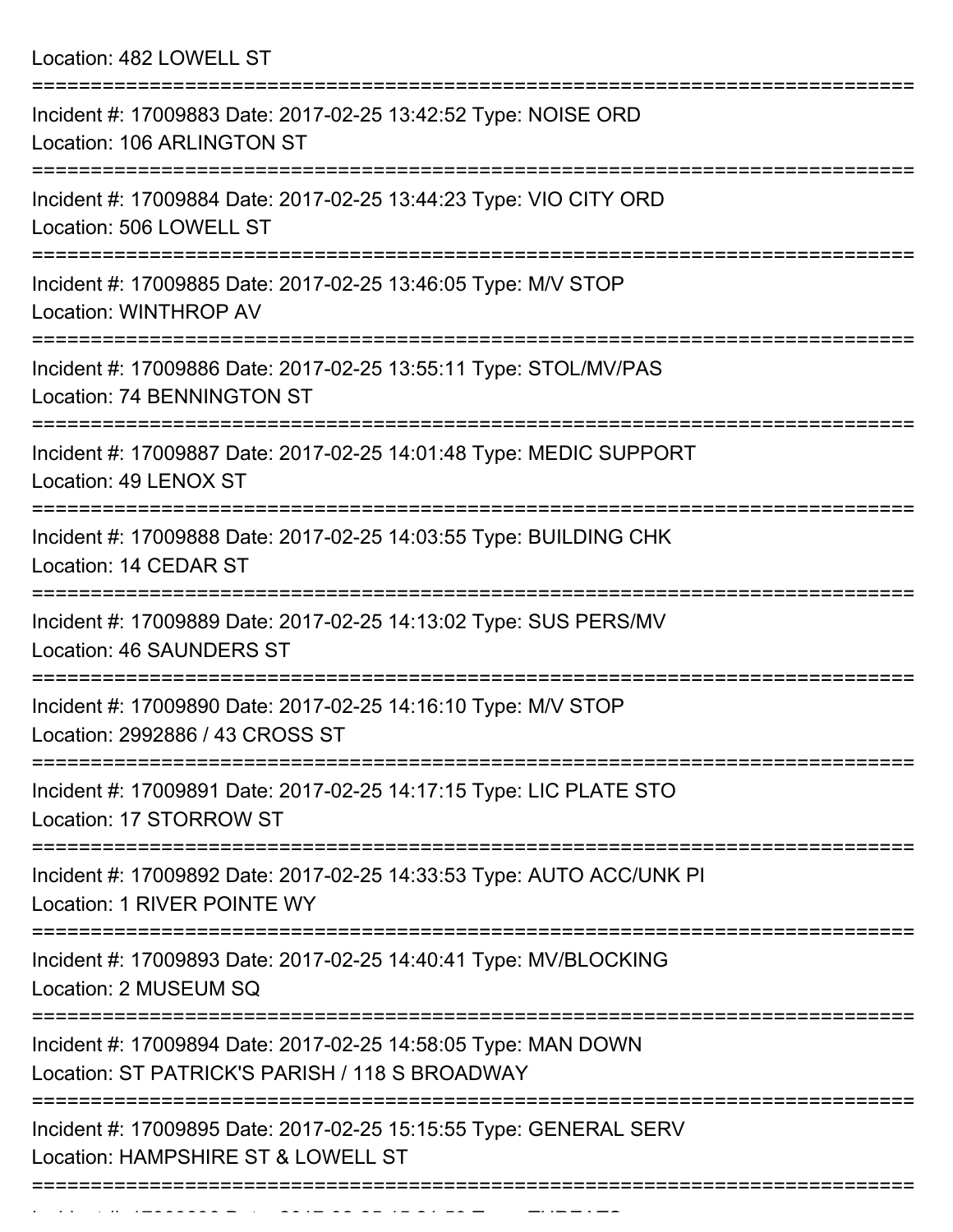Location: 482 LOWELL ST

===========================================================================

Incident #: 17009883 Date: 2017-02-25 13:42:52 Type: NOISE ORD
Location: 106 ARLINGTON ST

===========================================================================

Incident #: 17009884 Date: 2017-02-25 13:44:23 Type: VIO CITY ORD
Location: 506 LOWELL ST

===========================================================================

Incident #: 17009885 Date: 2017-02-25 13:46:05 Type: M/V STOP
Location: WINTHROP AV

===========================================================================

Incident #: 17009886 Date: 2017-02-25 13:55:11 Type: STOL/MV/PAS
Location: 74 BENNINGTON ST

===========================================================================

Incident #: 17009887 Date: 2017-02-25 14:01:48 Type: MEDIC SUPPORT
Location: 49 LENOX ST

===========================================================================

Incident #: 17009888 Date: 2017-02-25 14:03:55 Type: BUILDING CHK
Location: 14 CEDAR ST

===========================================================================

Incident #: 17009889 Date: 2017-02-25 14:13:02 Type: SUS PERS/MV
Location: 46 SAUNDERS ST

===========================================================================

Incident #: 17009890 Date: 2017-02-25 14:16:10 Type: M/V STOP
Location: 2992886 / 43 CROSS ST

===========================================================================

Incident #: 17009891 Date: 2017-02-25 14:17:15 Type: LIC PLATE STO
Location: 17 STORROW ST

===========================================================================

Incident #: 17009892 Date: 2017-02-25 14:33:53 Type: AUTO ACC/UNK PI
Location: 1 RIVER POINTE WY

===========================================================================

Incident #: 17009893 Date: 2017-02-25 14:40:41 Type: MV/BLOCKING
Location: 2 MUSEUM SQ

===========================================================================

Incident #: 17009894 Date: 2017-02-25 14:58:05 Type: MAN DOWN
Location: ST PATRICK'S PARISH / 118 S BROADWAY

===========================================================================

Incident #: 17009895 Date: 2017-02-25 15:15:55 Type: GENERAL SERV
Location: HAMPSHIRE ST & LOWELL ST

===========================================================================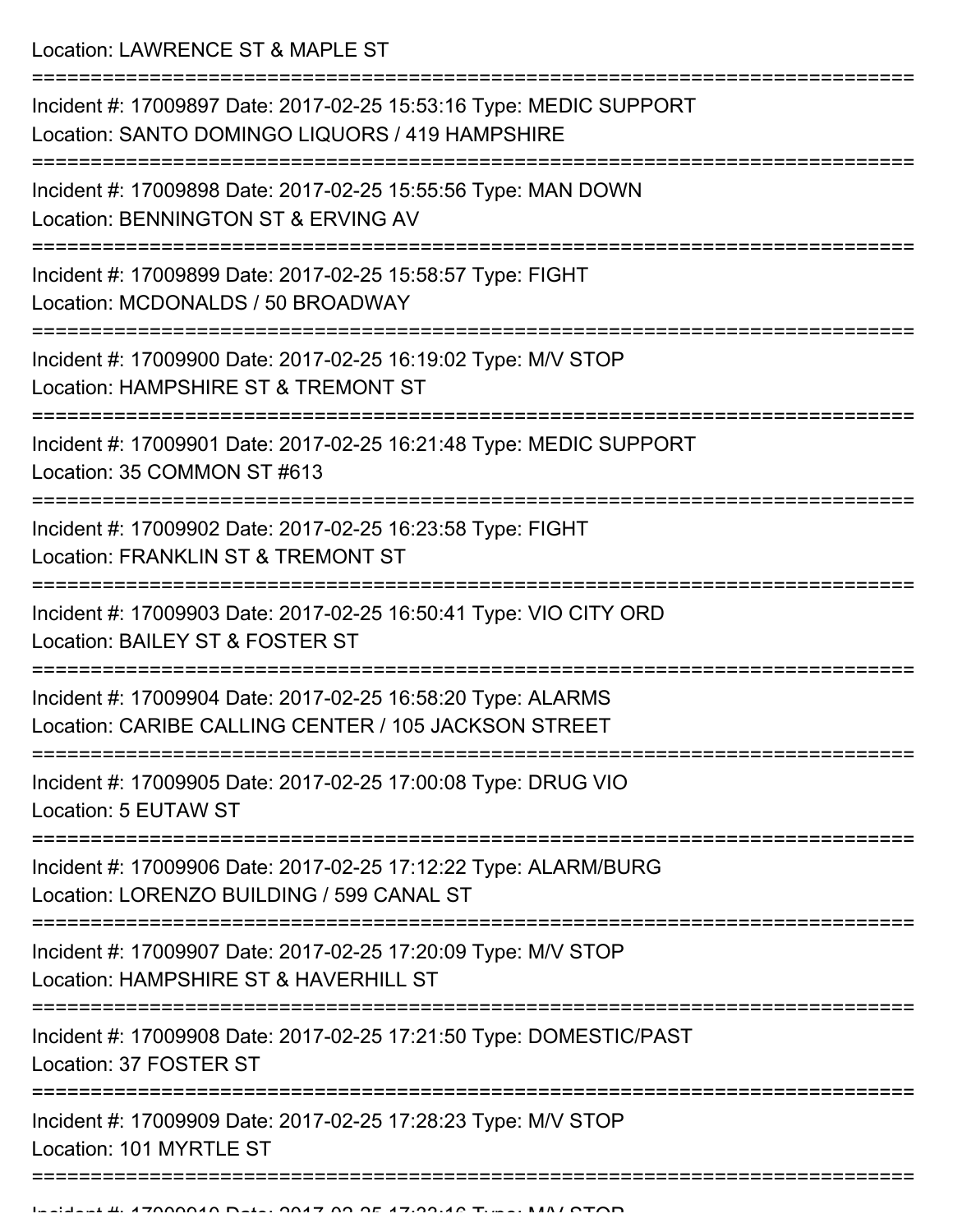Location: LAWRENCE ST & MAPLE ST

===========================================================================

Incident #: 17009897 Date: 2017-02-25 15:53:16 Type: MEDIC SUPPORT
Location: SANTO DOMINGO LIQUORS / 419 HAMPSHIRE

===========================================================================

Incident #: 17009898 Date: 2017-02-25 15:55:56 Type: MAN DOWN
Location: BENNINGTON ST & ERVING AV

===========================================================================

Incident #: 17009899 Date: 2017-02-25 15:58:57 Type: FIGHT
Location: MCDONALDS / 50 BROADWAY

===========================================================================

Incident #: 17009900 Date: 2017-02-25 16:19:02 Type: M/V STOP
Location: HAMPSHIRE ST & TREMONT ST

===========================================================================

Incident #: 17009901 Date: 2017-02-25 16:21:48 Type: MEDIC SUPPORT
Location: 35 COMMON ST #613

===========================================================================

Incident #: 17009902 Date: 2017-02-25 16:23:58 Type: FIGHT
Location: FRANKLIN ST & TREMONT ST

===========================================================================

Incident #: 17009903 Date: 2017-02-25 16:50:41 Type: VIO CITY ORD
Location: BAILEY ST & FOSTER ST

===========================================================================

Incident #: 17009904 Date: 2017-02-25 16:58:20 Type: ALARMS
Location: CARIBE CALLING CENTER / 105 JACKSON STREET

===========================================================================

Incident #: 17009905 Date: 2017-02-25 17:00:08 Type: DRUG VIO
Location: 5 EUTAW ST

===========================================================================

Incident #: 17009906 Date: 2017-02-25 17:12:22 Type: ALARM/BURG
Location: LORENZO BUILDING / 599 CANAL ST

===========================================================================

Incident #: 17009907 Date: 2017-02-25 17:20:09 Type: M/V STOP
Location: HAMPSHIRE ST & HAVERHILL ST

===========================================================================

Incident #: 17009908 Date: 2017-02-25 17:21:50 Type: DOMESTIC/PAST
Location: 37 FOSTER ST

===========================================================================

Incident #: 17009909 Date: 2017-02-25 17:28:23 Type: M/V STOP
Location: 101 MYRTLE ST

===========================================================================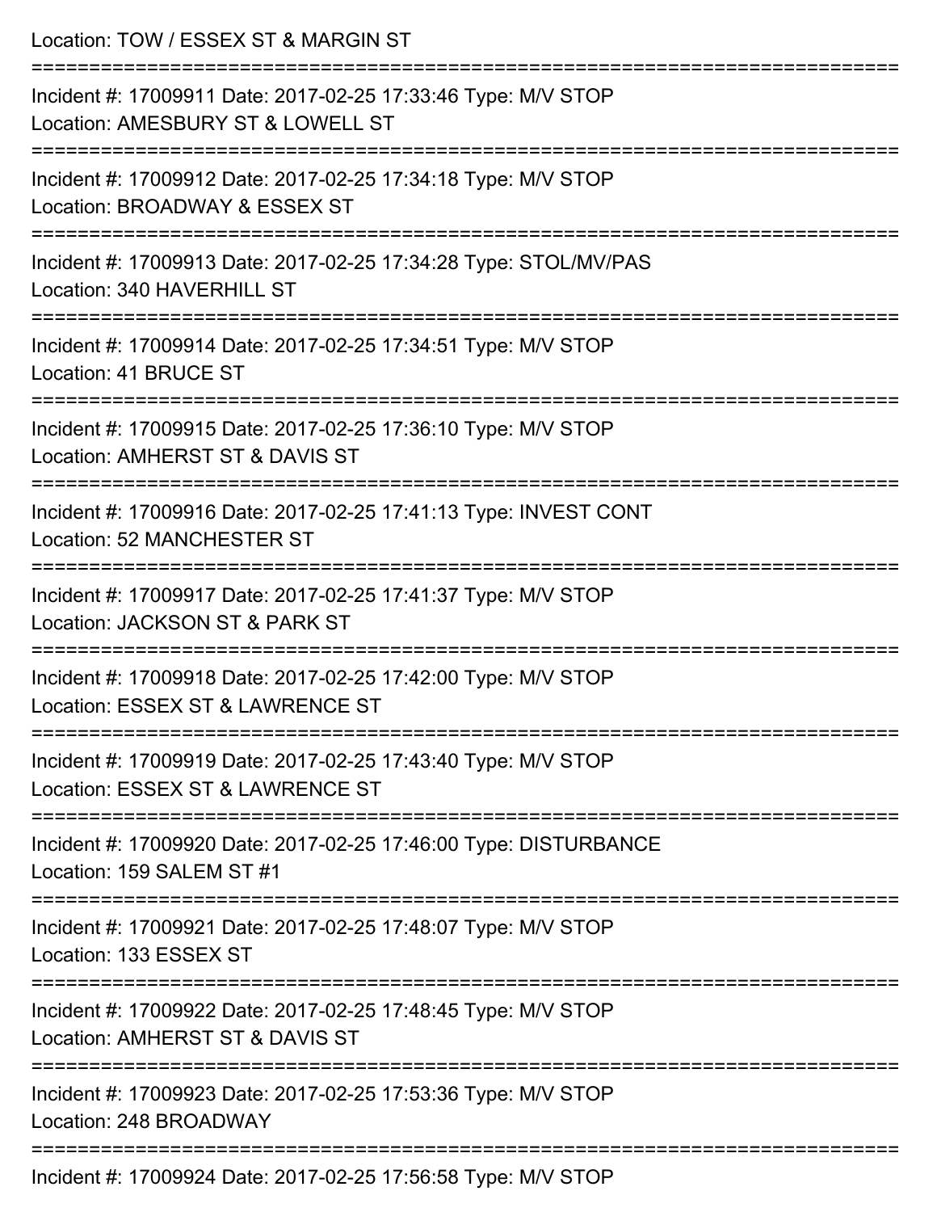Location: TOW / ESSEX ST & MARGIN ST

===========================================================================

Incident #: 17009911 Date: 2017-02-25 17:33:46 Type: M/V STOP

Location: AMESBURY ST & LOWELL ST

===========================================================================

Incident #: 17009912 Date: 2017-02-25 17:34:18 Type: M/V STOP

Location: BROADWAY & ESSEX ST

===========================================================================

Incident #: 17009913 Date: 2017-02-25 17:34:28 Type: STOL/MV/PAS

Location: 340 HAVERHILL ST

===========================================================================

Incident #: 17009914 Date: 2017-02-25 17:34:51 Type: M/V STOP

Location: 41 BRUCE ST

===========================================================================

Incident #: 17009915 Date: 2017-02-25 17:36:10 Type: M/V STOP

Location: AMHERST ST & DAVIS ST

===========================================================================

Incident #: 17009916 Date: 2017-02-25 17:41:13 Type: INVEST CONT

Location: 52 MANCHESTER ST

===========================================================================

Incident #: 17009917 Date: 2017-02-25 17:41:37 Type: M/V STOP

Location: JACKSON ST & PARK ST

===========================================================================

Incident #: 17009918 Date: 2017-02-25 17:42:00 Type: M/V STOP

Location: ESSEX ST & LAWRENCE ST

===========================================================================

Incident #: 17009919 Date: 2017-02-25 17:43:40 Type: M/V STOP

Location: ESSEX ST & LAWRENCE ST

===========================================================================

Incident #: 17009920 Date: 2017-02-25 17:46:00 Type: DISTURBANCE

Location: 159 SALEM ST #1

===========================================================================

Incident #: 17009921 Date: 2017-02-25 17:48:07 Type: M/V STOP

Location: 133 ESSEX ST

===========================================================================

Incident #: 17009922 Date: 2017-02-25 17:48:45 Type: M/V STOP

Location: AMHERST ST & DAVIS ST

===========================================================================

Incident #: 17009923 Date: 2017-02-25 17:53:36 Type: M/V STOP

Location: 248 BROADWAY

===========================================================================

Incident #: 17009924 Date: 2017-02-25 17:56:58 Type: M/V STOP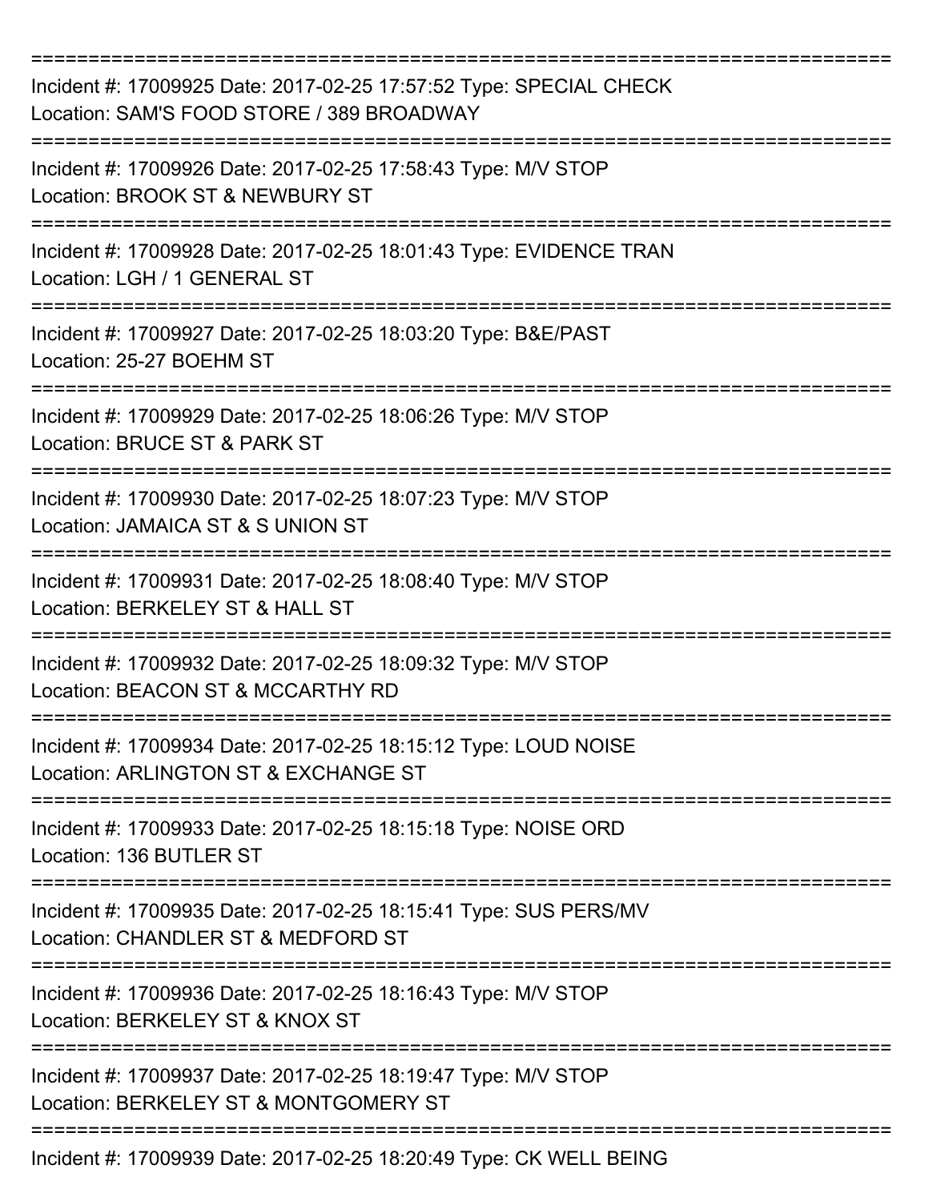===========================================================================

Incident #: 17009925 Date: 2017-02-25 17:57:52 Type: SPECIAL CHECK
Location: SAM'S FOOD STORE / 389 BROADWAY

===========================================================================

Incident #: 17009926 Date: 2017-02-25 17:58:43 Type: M/V STOP
Location: BROOK ST & NEWBURY ST

===========================================================================

Incident #: 17009928 Date: 2017-02-25 18:01:43 Type: EVIDENCE TRAN
Location: LGH / 1 GENERAL ST

===========================================================================

Incident #: 17009927 Date: 2017-02-25 18:03:20 Type: B&E/PAST
Location: 25-27 BOEHM ST

===========================================================================

Incident #: 17009929 Date: 2017-02-25 18:06:26 Type: M/V STOP
Location: BRUCE ST & PARK ST

===========================================================================

Incident #: 17009930 Date: 2017-02-25 18:07:23 Type: M/V STOP
Location: JAMAICA ST & S UNION ST

===========================================================================

Incident #: 17009931 Date: 2017-02-25 18:08:40 Type: M/V STOP
Location: BERKELEY ST & HALL ST

===========================================================================

Incident #: 17009932 Date: 2017-02-25 18:09:32 Type: M/V STOP
Location: BEACON ST & MCCARTHY RD

===========================================================================

Incident #: 17009934 Date: 2017-02-25 18:15:12 Type: LOUD NOISE
Location: ARLINGTON ST & EXCHANGE ST

===========================================================================

Incident #: 17009933 Date: 2017-02-25 18:15:18 Type: NOISE ORD
Location: 136 BUTLER ST

===========================================================================

Incident #: 17009935 Date: 2017-02-25 18:15:41 Type: SUS PERS/MV
Location: CHANDLER ST & MEDFORD ST

===========================================================================

Incident #: 17009936 Date: 2017-02-25 18:16:43 Type: M/V STOP
Location: BERKELEY ST & KNOX ST

===========================================================================

Incident #: 17009937 Date: 2017-02-25 18:19:47 Type: M/V STOP
Location: BERKELEY ST & MONTGOMERY ST

===========================================================================

Incident #: 17009939 Date: 2017-02-25 18:20:49 Type: CK WELL BEING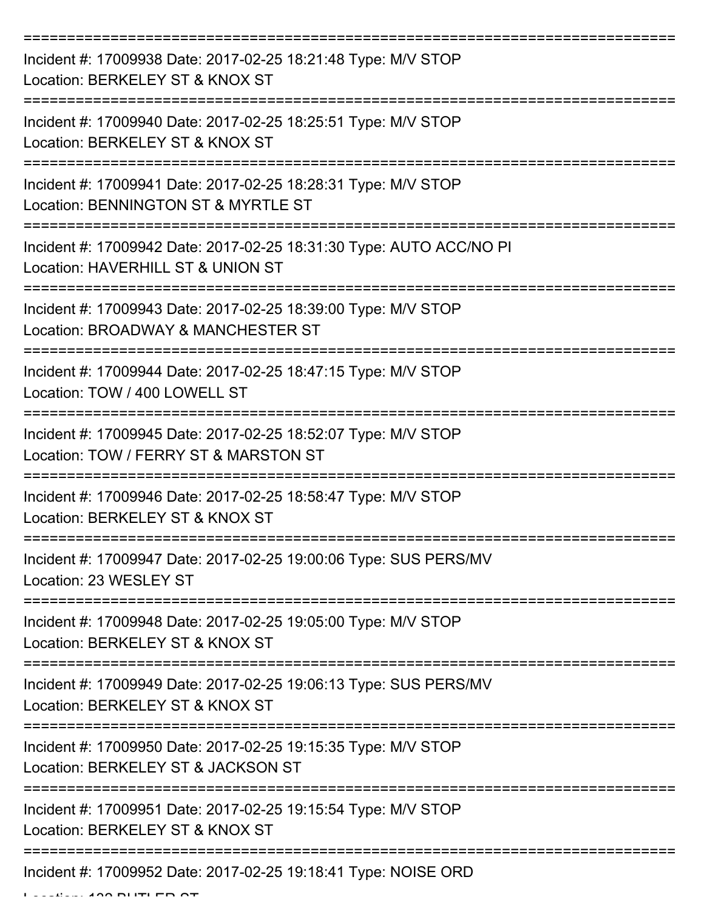===========================================================================

Incident #: 17009938 Date: 2017-02-25 18:21:48 Type: M/V STOP

Location: BERKELEY ST & KNOX ST

===========================================================================

Incident #: 17009940 Date: 2017-02-25 18:25:51 Type: M/V STOP

Location: BERKELEY ST & KNOX ST

===========================================================================

Incident #: 17009941 Date: 2017-02-25 18:28:31 Type: M/V STOP

Location: BENNINGTON ST & MYRTLE ST

===========================================================================

Incident #: 17009942 Date: 2017-02-25 18:31:30 Type: AUTO ACC/NO PI

Location: HAVERHILL ST & UNION ST

===========================================================================

Incident #: 17009943 Date: 2017-02-25 18:39:00 Type: M/V STOP

Location: BROADWAY & MANCHESTER ST

===========================================================================

Incident #: 17009944 Date: 2017-02-25 18:47:15 Type: M/V STOP

Location: TOW / 400 LOWELL ST

===========================================================================

Incident #: 17009945 Date: 2017-02-25 18:52:07 Type: M/V STOP

Location: TOW / FERRY ST & MARSTON ST

===========================================================================

Incident #: 17009946 Date: 2017-02-25 18:58:47 Type: M/V STOP

Location: BERKELEY ST & KNOX ST

===========================================================================

Incident #: 17009947 Date: 2017-02-25 19:00:06 Type: SUS PERS/MV

Location: 23 WESLEY ST

===========================================================================

Incident #: 17009948 Date: 2017-02-25 19:05:00 Type: M/V STOP

Location: BERKELEY ST & KNOX ST

===========================================================================

Incident #: 17009949 Date: 2017-02-25 19:06:13 Type: SUS PERS/MV

Location: BERKELEY ST & KNOX ST

===========================================================================

Incident #: 17009950 Date: 2017-02-25 19:15:35 Type: M/V STOP

Location: BERKELEY ST & JACKSON ST

===========================================================================

Incident #: 17009951 Date: 2017-02-25 19:15:54 Type: M/V STOP

Location: BERKELEY ST & KNOX ST

===========================================================================

Incident #: 17009952 Date: 2017-02-25 19:18:41 Type: NOISE ORD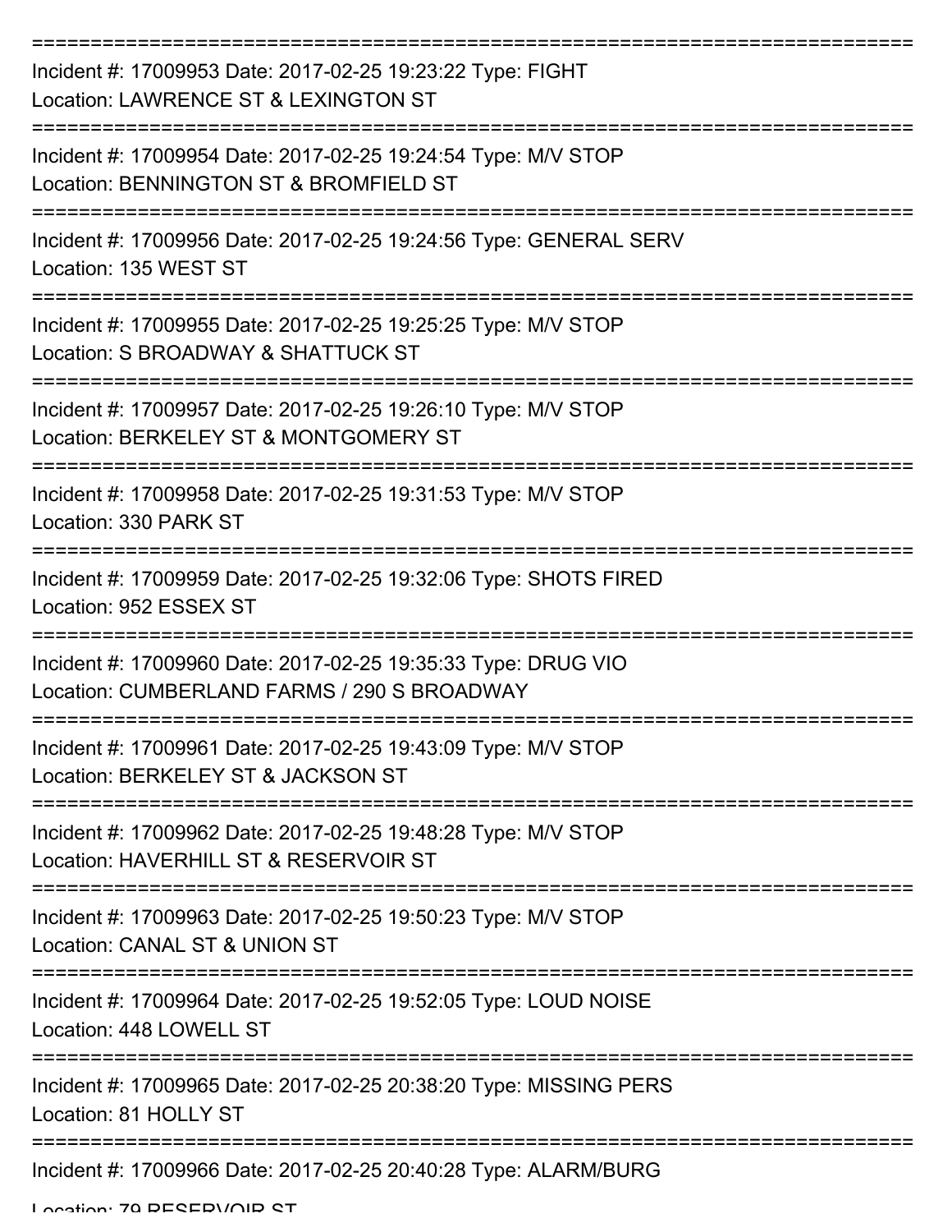===========================================================================
Incident #: 17009953 Date: 2017-02-25 19:23:22 Type: FIGHT
Location: LAWRENCE ST & LEXINGTON ST
===========================================================================
Incident #: 17009954 Date: 2017-02-25 19:24:54 Type: M/V STOP
Location: BENNINGTON ST & BROMFIELD ST
===========================================================================
Incident #: 17009956 Date: 2017-02-25 19:24:56 Type: GENERAL SERV
Location: 135 WEST ST
===========================================================================
Incident #: 17009955 Date: 2017-02-25 19:25:25 Type: M/V STOP
Location: S BROADWAY & SHATTUCK ST
===========================================================================
Incident #: 17009957 Date: 2017-02-25 19:26:10 Type: M/V STOP
Location: BERKELEY ST & MONTGOMERY ST
===========================================================================
Incident #: 17009958 Date: 2017-02-25 19:31:53 Type: M/V STOP
Location: 330 PARK ST
===========================================================================
Incident #: 17009959 Date: 2017-02-25 19:32:06 Type: SHOTS FIRED
Location: 952 ESSEX ST
===========================================================================
Incident #: 17009960 Date: 2017-02-25 19:35:33 Type: DRUG VIO
Location: CUMBERLAND FARMS / 290 S BROADWAY
===========================================================================
Incident #: 17009961 Date: 2017-02-25 19:43:09 Type: M/V STOP
Location: BERKELEY ST & JACKSON ST
===========================================================================
Incident #: 17009962 Date: 2017-02-25 19:48:28 Type: M/V STOP
Location: HAVERHILL ST & RESERVOIR ST
===========================================================================
Incident #: 17009963 Date: 2017-02-25 19:50:23 Type: M/V STOP
Location: CANAL ST & UNION ST
===========================================================================
Incident #: 17009964 Date: 2017-02-25 19:52:05 Type: LOUD NOISE
Location: 448 LOWELL ST
===========================================================================
Incident #: 17009965 Date: 2017-02-25 20:38:20 Type: MISSING PERS
Location: 81 HOLLY ST
===========================================================================
Incident #: 17009966 Date: 2017-02-25 20:40:28 Type: ALARM/BURG
Location: 79 RESERVOIR ST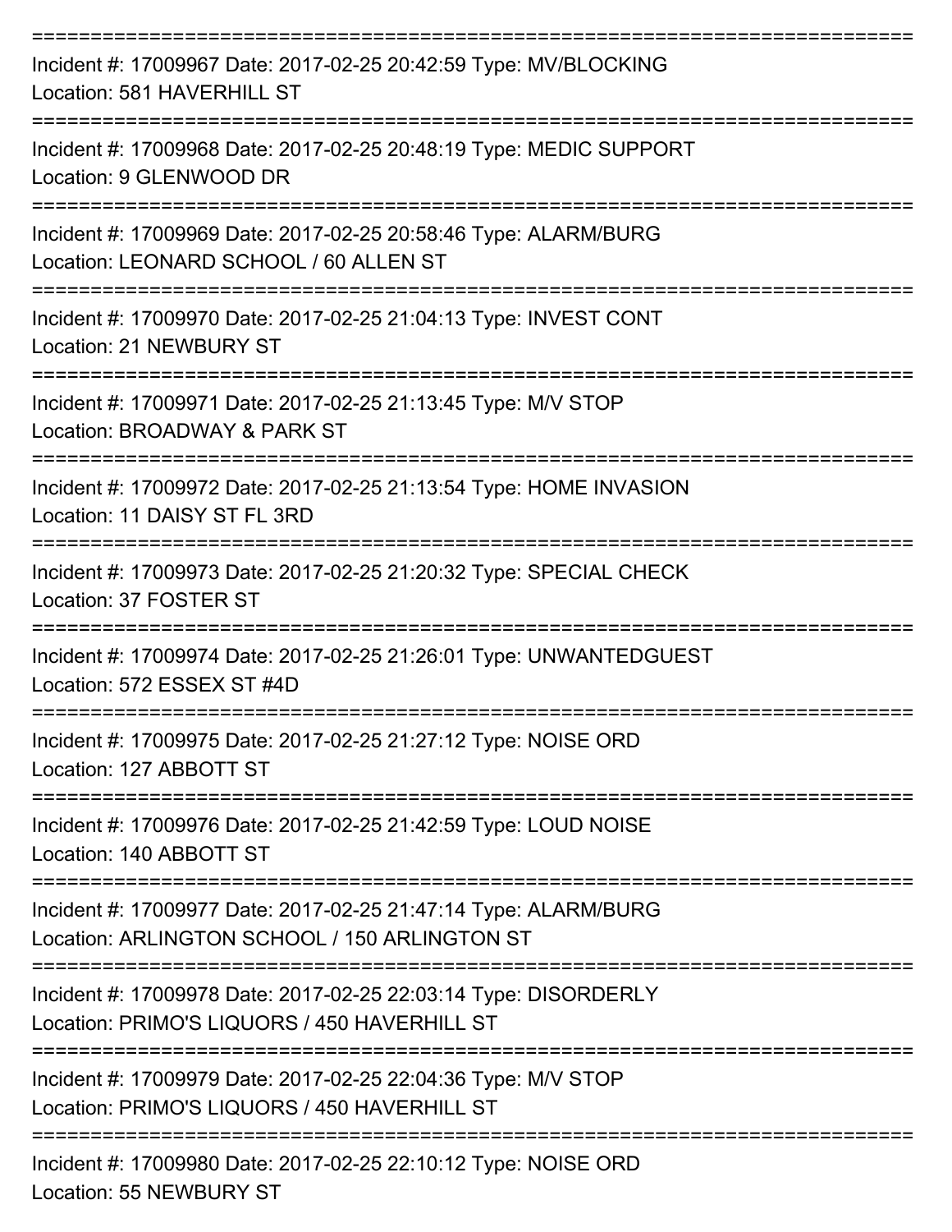===========================================================================

Incident #: 17009967 Date: 2017-02-25 20:42:59 Type: MV/BLOCKING
Location: 581 HAVERHILL ST

===========================================================================

Incident #: 17009968 Date: 2017-02-25 20:48:19 Type: MEDIC SUPPORT
Location: 9 GLENWOOD DR

===========================================================================

Incident #: 17009969 Date: 2017-02-25 20:58:46 Type: ALARM/BURG
Location: LEONARD SCHOOL / 60 ALLEN ST

===========================================================================

Incident #: 17009970 Date: 2017-02-25 21:04:13 Type: INVEST CONT
Location: 21 NEWBURY ST

===========================================================================

Incident #: 17009971 Date: 2017-02-25 21:13:45 Type: M/V STOP
Location: BROADWAY & PARK ST

===========================================================================

Incident #: 17009972 Date: 2017-02-25 21:13:54 Type: HOME INVASION
Location: 11 DAISY ST FL 3RD

===========================================================================

Incident #: 17009973 Date: 2017-02-25 21:20:32 Type: SPECIAL CHECK
Location: 37 FOSTER ST

===========================================================================

Incident #: 17009974 Date: 2017-02-25 21:26:01 Type: UNWANTEDGUEST
Location: 572 ESSEX ST #4D

===========================================================================

Incident #: 17009975 Date: 2017-02-25 21:27:12 Type: NOISE ORD
Location: 127 ABBOTT ST

===========================================================================

Incident #: 17009976 Date: 2017-02-25 21:42:59 Type: LOUD NOISE
Location: 140 ABBOTT ST

===========================================================================

Incident #: 17009977 Date: 2017-02-25 21:47:14 Type: ALARM/BURG
Location: ARLINGTON SCHOOL / 150 ARLINGTON ST

===========================================================================

Incident #: 17009978 Date: 2017-02-25 22:03:14 Type: DISORDERLY
Location: PRIMO'S LIQUORS / 450 HAVERHILL ST

===========================================================================

Incident #: 17009979 Date: 2017-02-25 22:04:36 Type: M/V STOP
Location: PRIMO'S LIQUORS / 450 HAVERHILL ST

===========================================================================

Incident #: 17009980 Date: 2017-02-25 22:10:12 Type: NOISE ORD
Location: 55 NEWBURY ST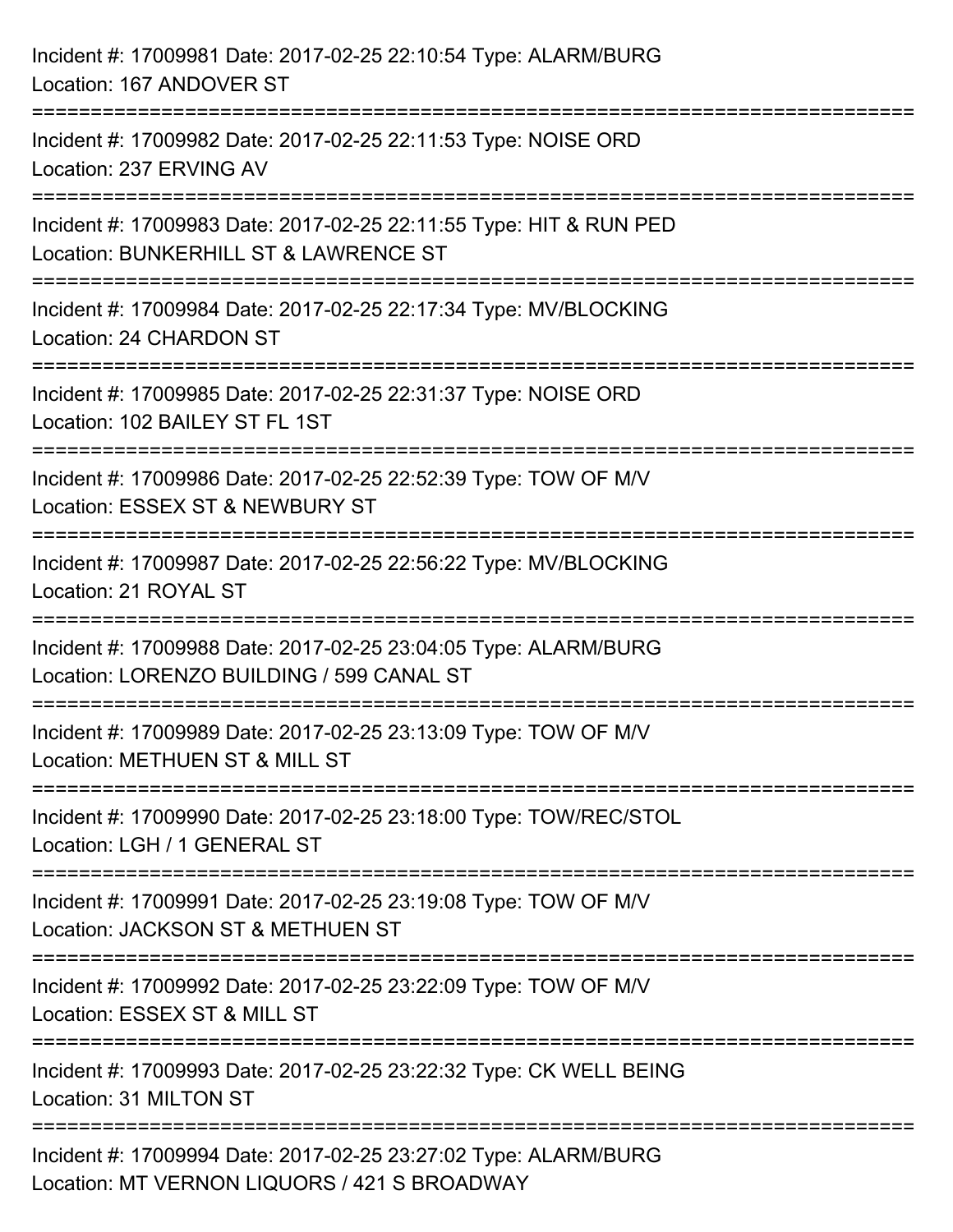Incident #: 17009981 Date: 2017-02-25 22:10:54 Type: ALARM/BURG
Location: 167 ANDOVER ST

===========================================================================

Incident #: 17009982 Date: 2017-02-25 22:11:53 Type: NOISE ORD
Location: 237 ERVING AV

===========================================================================

Incident #: 17009983 Date: 2017-02-25 22:11:55 Type: HIT & RUN PED
Location: BUNKERHILL ST & LAWRENCE ST

===========================================================================

Incident #: 17009984 Date: 2017-02-25 22:17:34 Type: MV/BLOCKING
Location: 24 CHARDON ST

===========================================================================

Incident #: 17009985 Date: 2017-02-25 22:31:37 Type: NOISE ORD
Location: 102 BAILEY ST FL 1ST

===========================================================================

Incident #: 17009986 Date: 2017-02-25 22:52:39 Type: TOW OF M/V
Location: ESSEX ST & NEWBURY ST

===========================================================================

Incident #: 17009987 Date: 2017-02-25 22:56:22 Type: MV/BLOCKING
Location: 21 ROYAL ST

===========================================================================

Incident #: 17009988 Date: 2017-02-25 23:04:05 Type: ALARM/BURG
Location: LORENZO BUILDING / 599 CANAL ST

===========================================================================

Incident #: 17009989 Date: 2017-02-25 23:13:09 Type: TOW OF M/V
Location: METHUEN ST & MILL ST

===========================================================================

Incident #: 17009990 Date: 2017-02-25 23:18:00 Type: TOW/REC/STOL
Location: LGH / 1 GENERAL ST

===========================================================================

Incident #: 17009991 Date: 2017-02-25 23:19:08 Type: TOW OF M/V
Location: JACKSON ST & METHUEN ST

===========================================================================

Incident #: 17009992 Date: 2017-02-25 23:22:09 Type: TOW OF M/V
Location: ESSEX ST & MILL ST

===========================================================================

Incident #: 17009993 Date: 2017-02-25 23:22:32 Type: CK WELL BEING
Location: 31 MILTON ST

===========================================================================

Incident #: 17009994 Date: 2017-02-25 23:27:02 Type: ALARM/BURG
Location: MT VERNON LIQUORS / 421 S BROADWAY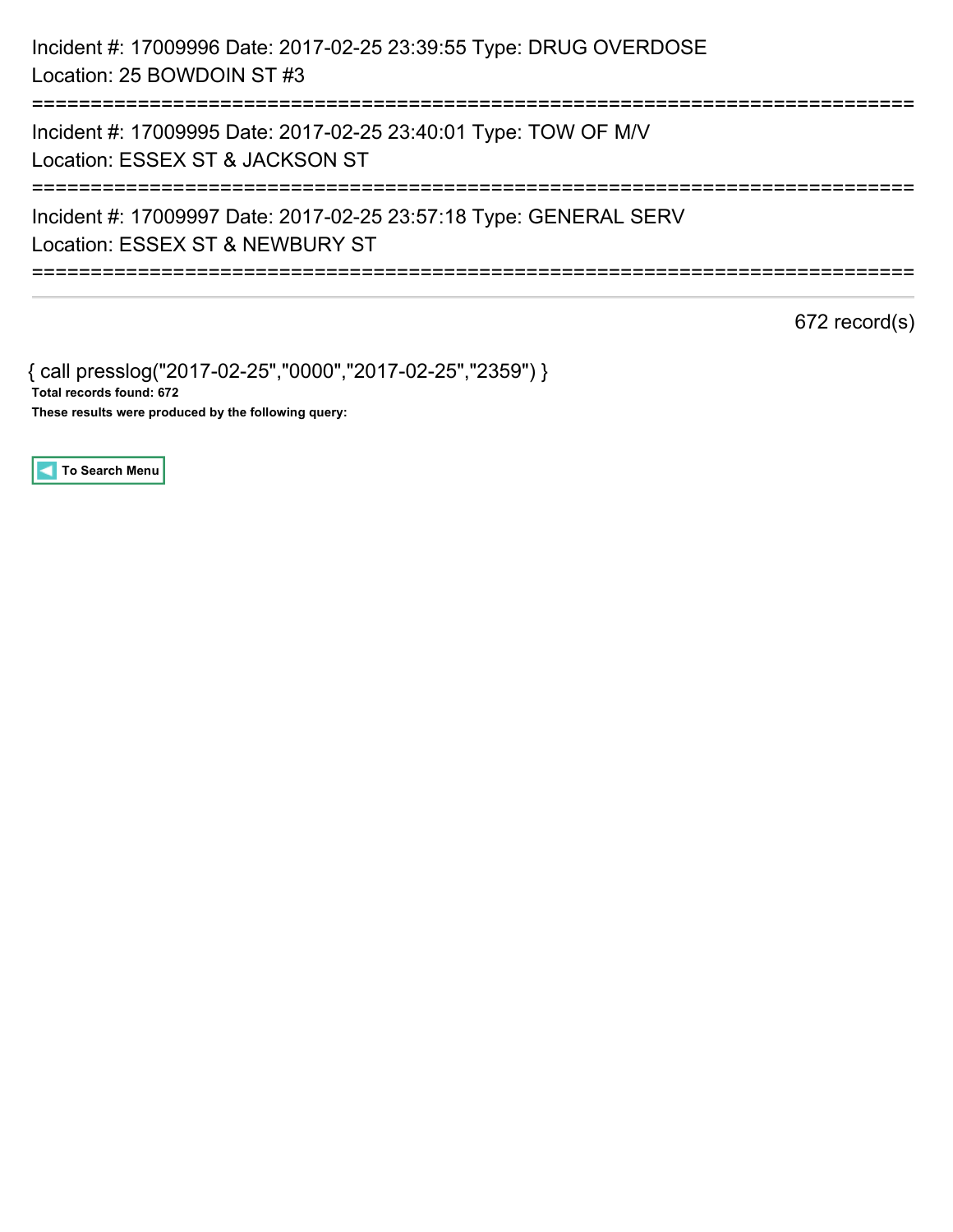Incident #: 17009996 Date: 2017-02-25 23:39:55 Type: DRUG OVERDOSE
Location: 25 BOWDOIN ST #3

===========================================================================

Incident #: 17009995 Date: 2017-02-25 23:40:01 Type: TOW OF M/V
Location: ESSEX ST & JACKSON ST

===========================================================================

Incident #: 17009997 Date: 2017-02-25 23:57:18 Type: GENERAL SERV
Location: ESSEX ST & NEWBURY ST

===========================================================================

672 record(s)

{ call presslog("2017-02-25","0000","2017-02-25","2359") }

**Total records found: 672**

**These results were produced by the following query:**

**To Search Menu**